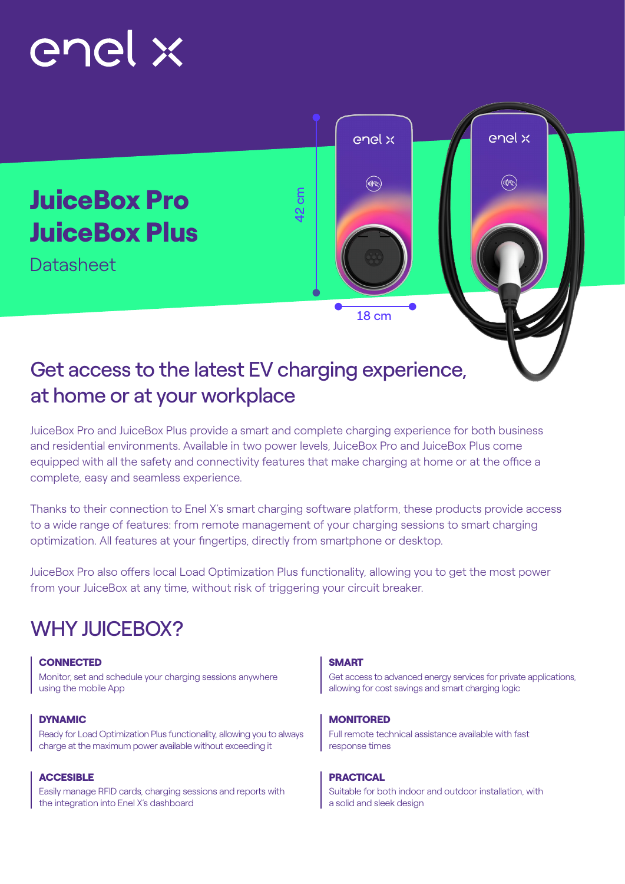# JuiceBox Pro JuiceBox Plus

Datasheet

42 cm

18 cm

## Get access to the latest EV charging experience, at home or at your workplace

JuiceBox Pro and JuiceBox Plus provide a smart and complete charging experience for both business and residential environments. Available in two power levels, JuiceBox Pro and JuiceBox Plus come equipped with all the safety and connectivity features that make charging at home or at the office a complete, easy and seamless experience.

Thanks to their connection to Enel X's smart charging software platform, these products provide access to a wide range of features: from remote management of your charging sessions to smart charging optimization. All features at your fingertips, directly from smartphone or desktop.

JuiceBox Pro also offers local Load Optimization Plus functionality, allowing you to get the most power from your JuiceBox at any time, without risk of triggering your circuit breaker.

## WHY JUICEBOX?

**CONNECTED**
Monitor, set and schedule your charging sessions anywhere using the mobile App

**DYNAMIC**
Ready for Load Optimization Plus functionality, allowing you to always charge at the maximum power available without exceeding it

**ACCESIBLE**
Easily manage RFID cards, charging sessions and reports with the integration into Enel X's dashboard

**SMART**
Get access to advanced energy services for private applications, allowing for cost savings and smart charging logic

**MONITORED**
Full remote technical assistance available with fast response times

**PRACTICAL**
Suitable for both indoor and outdoor installation, with a solid and sleek design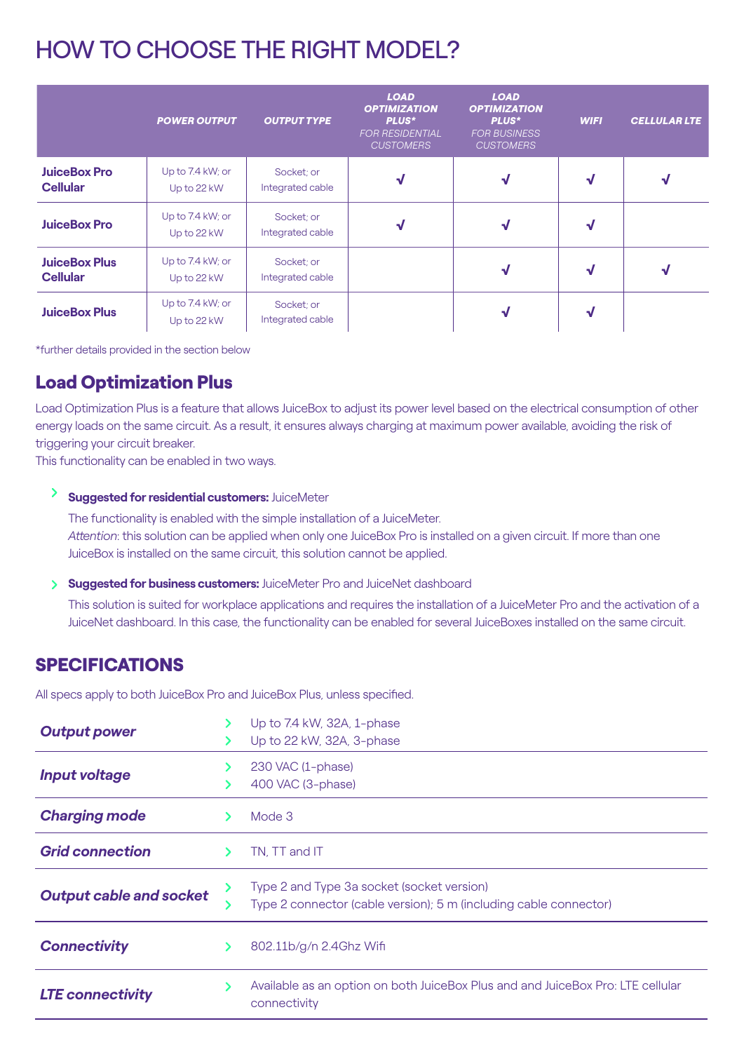# HOW TO CHOOSE THE RIGHT MODEL?

| | POWER OUTPUT | OUTPUT TYPE | LOAD OPTIMIZATION PLUS* FOR RESIDENTIAL CUSTOMERS | LOAD OPTIMIZATION PLUS* FOR BUSINESS CUSTOMERS | WIFI | CELLULAR LTE |
|---|---|---|---|---|---|---|
| **JuiceBox Pro Cellular** | Up to 7.4 kW; or Up to 22 kW | Socket; or Integrated cable | √ | √ | √ | √ |
| **JuiceBox Pro** | Up to 7.4 kW; or Up to 22 kW | Socket; or Integrated cable | √ | √ | √ | |
| **JuiceBox Plus Cellular** | Up to 7.4 kW; or Up to 22 kW | Socket; or Integrated cable | | √ | √ | √ |
| **JuiceBox Plus** | Up to 7.4 kW; or Up to 22 kW | Socket; or Integrated cable | | √ | √ | |

*further details provided in the section below

## Load Optimization Plus

Load Optimization Plus is a feature that allows JuiceBox to adjust its power level based on the electrical consumption of other energy loads on the same circuit. As a result, it ensures always charging at maximum power available, avoiding the risk of triggering your circuit breaker.
This functionality can be enabled in two ways.

- **Suggested for residential customers:** JuiceMeter

  The functionality is enabled with the simple installation of a JuiceMeter.
  *Attention*: this solution can be applied when only one JuiceBox Pro is installed on a given circuit. If more than one JuiceBox is installed on the same circuit, this solution cannot be applied.

- **Suggested for business customers:** JuiceMeter Pro and JuiceNet dashboard

  This solution is suited for workplace applications and requires the installation of a JuiceMeter Pro and the activation of a JuiceNet dashboard. In this case, the functionality can be enabled for several JuiceBoxes installed on the same circuit.

## SPECIFICATIONS

All specs apply to both JuiceBox Pro and JuiceBox Plus, unless specified.

| | |
|---|---|
| ***Output power*** | Up to 7.4 kW, 32A, 1-phase<br>Up to 22 kW, 32A, 3-phase |
| ***Input voltage*** | 230 VAC (1-phase)<br>400 VAC (3-phase) |
| ***Charging mode*** | Mode 3 |
| ***Grid connection*** | TN, TT and IT |
| ***Output cable and socket*** | Type 2 and Type 3a socket (socket version)<br>Type 2 connector (cable version); 5 m (including cable connector) |
| ***Connectivity*** | 802.11b/g/n 2.4Ghz Wifi |
| ***LTE connectivity*** | Available as an option on both JuiceBox Plus and and JuiceBox Pro: LTE cellular connectivity |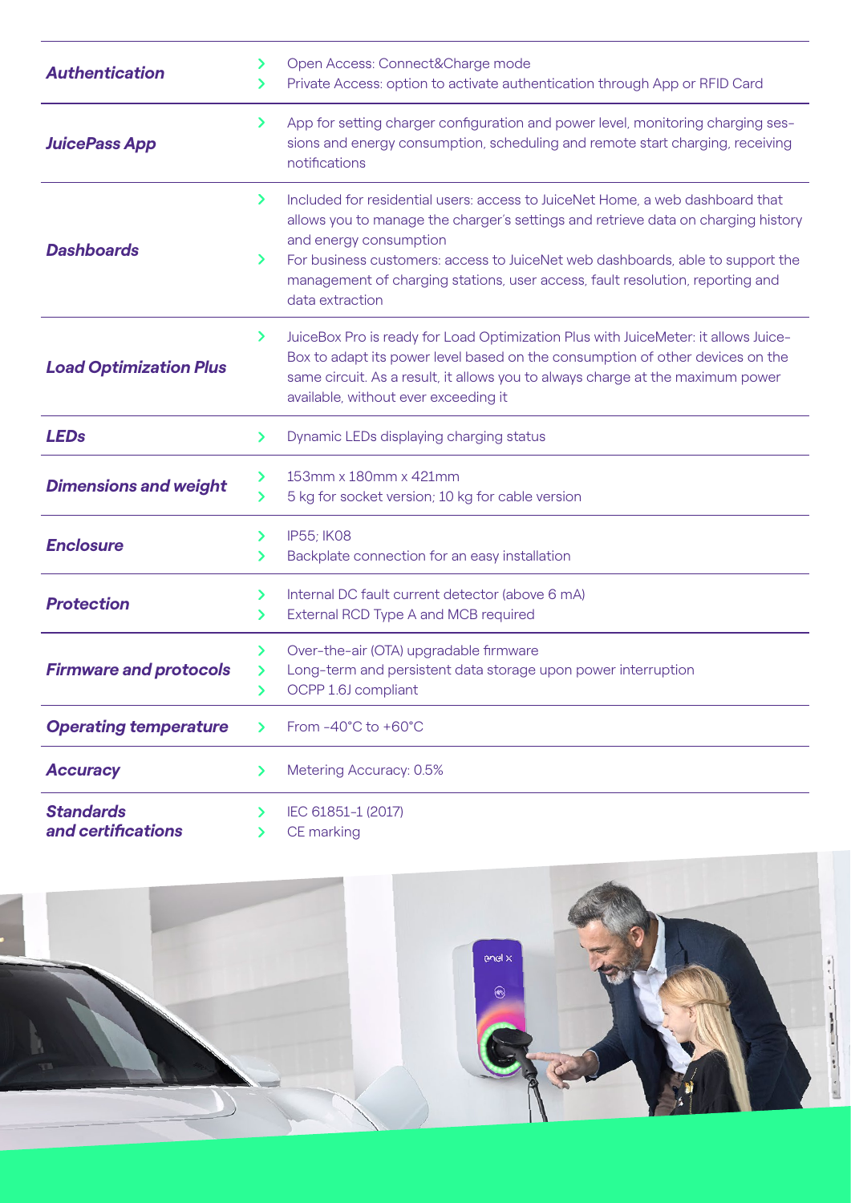| | |
|---|---|
| ***Authentication*** | › Open Access: Connect&Charge mode<br>› Private Access: option to activate authentication through App or RFID Card |
| ***JuicePass App*** | › App for setting charger configuration and power level, monitoring charging sessions and energy consumption, scheduling and remote start charging, receiving notifications |
| ***Dashboards*** | › Included for residential users: access to JuiceNet Home, a web dashboard that allows you to manage the charger's settings and retrieve data on charging history and energy consumption<br>› For business customers: access to JuiceNet web dashboards, able to support the management of charging stations, user access, fault resolution, reporting and data extraction |
| ***Load Optimization Plus*** | › JuiceBox Pro is ready for Load Optimization Plus with JuiceMeter: it allows JuiceBox to adapt its power level based on the consumption of other devices on the same circuit. As a result, it allows you to always charge at the maximum power available, without ever exceeding it |
| ***LEDs*** | › Dynamic LEDs displaying charging status |
| ***Dimensions and weight*** | › 153mm x 180mm x 421mm<br>› 5 kg for socket version; 10 kg for cable version |
| ***Enclosure*** | › IP55; IK08<br>› Backplate connection for an easy installation |
| ***Protection*** | › Internal DC fault current detector (above 6 mA)<br>› External RCD Type A and MCB required |
| ***Firmware and protocols*** | › Over-the-air (OTA) upgradable firmware<br>› Long-term and persistent data storage upon power interruption<br>› OCPP 1.6J compliant |
| ***Operating temperature*** | › From -40°C to +60°C |
| ***Accuracy*** | › Metering Accuracy: 0.5% |
| ***Standards and certifications*** | › IEC 61851-1 (2017)<br>› CE marking |